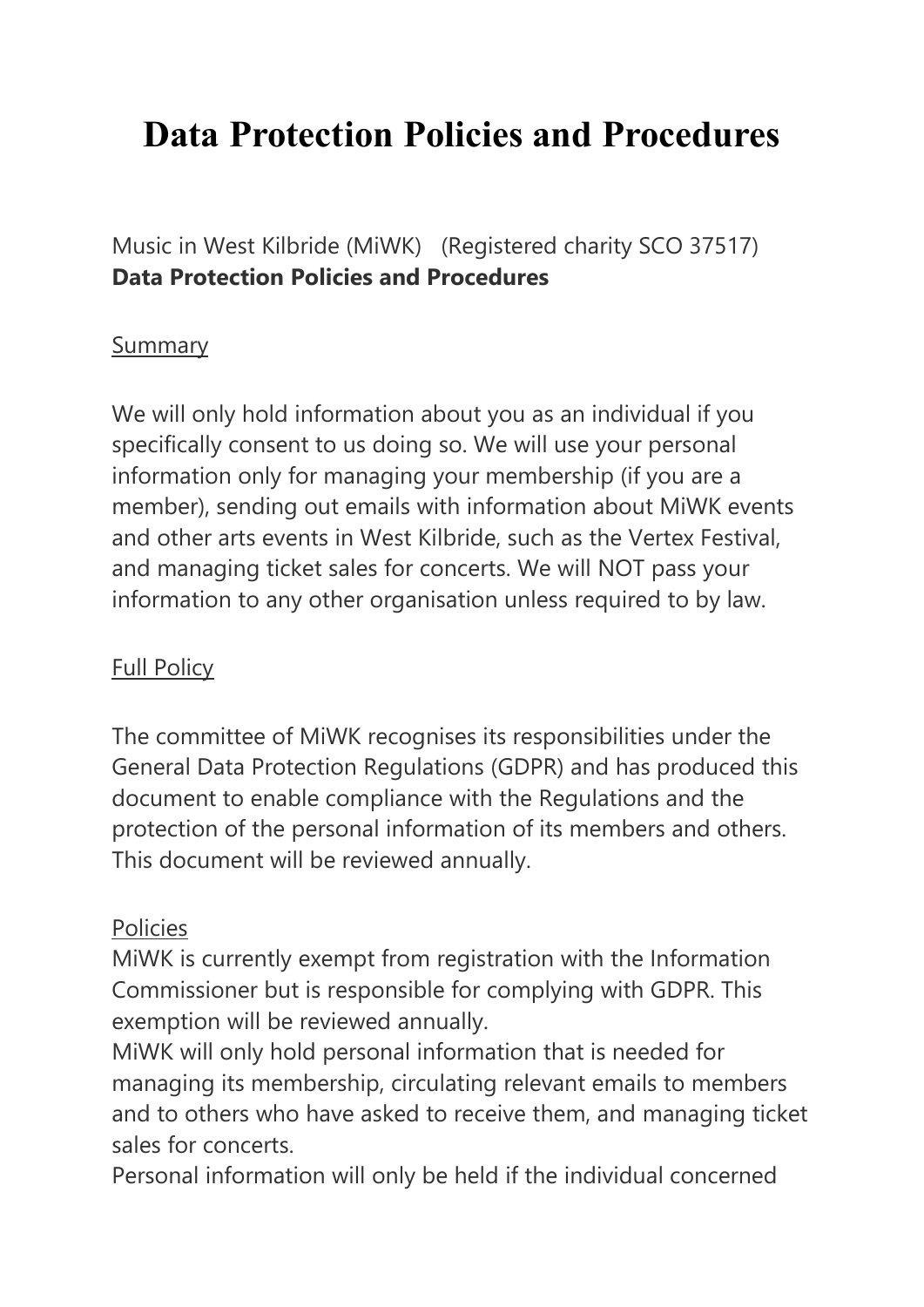# Data Protection Policies and Procedures

Music in West Kilbride (MiWK) (Registered charity SCO 37517)
**Data Protection Policies and Procedures**

Summary

We will only hold information about you as an individual if you specifically consent to us doing so. We will use your personal information only for managing your membership (if you are a member), sending out emails with information about MiWK events and other arts events in West Kilbride, such as the Vertex Festival, and managing ticket sales for concerts. We will NOT pass your information to any other organisation unless required to by law.

Full Policy

The committee of MiWK recognises its responsibilities under the General Data Protection Regulations (GDPR) and has produced this document to enable compliance with the Regulations and the protection of the personal information of its members and others. This document will be reviewed annually.

Policies

MiWK is currently exempt from registration with the Information Commissioner but is responsible for complying with GDPR. This exemption will be reviewed annually.

MiWK will only hold personal information that is needed for managing its membership, circulating relevant emails to members and to others who have asked to receive them, and managing ticket sales for concerts.

Personal information will only be held if the individual concerned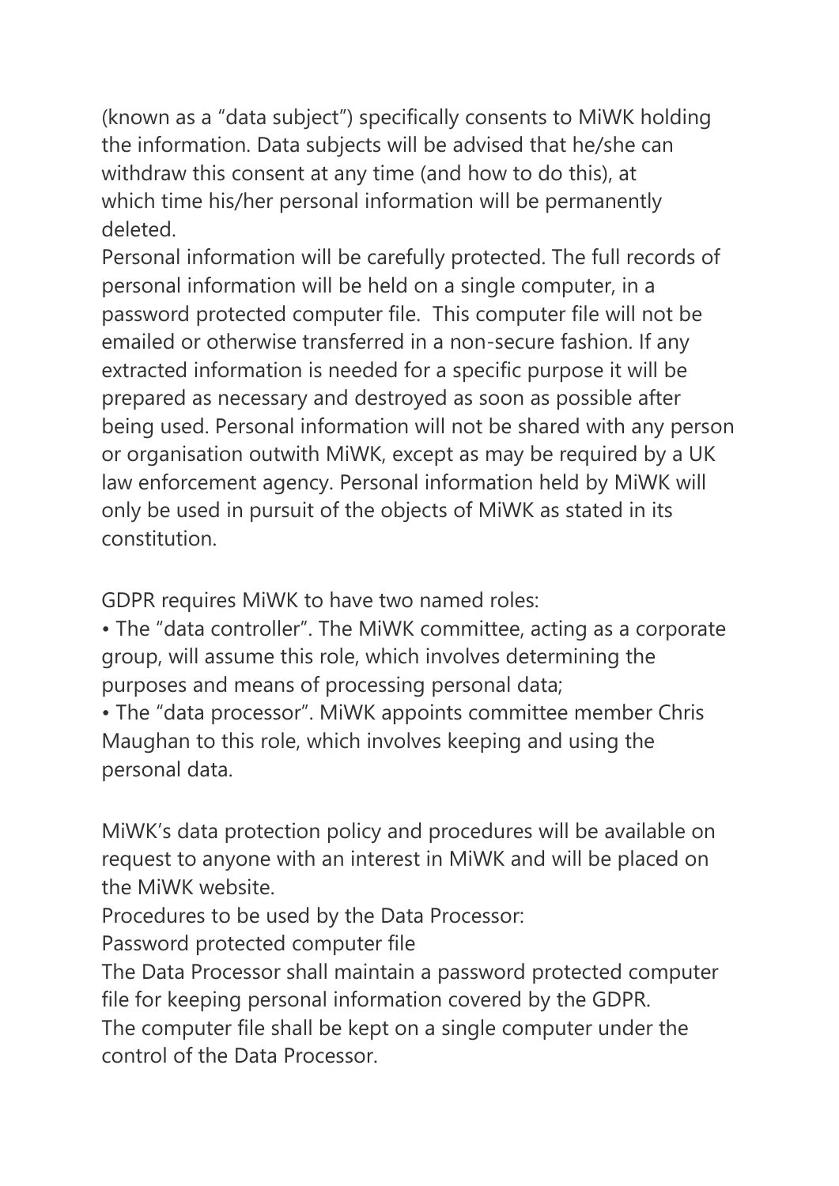(known as a "data subject") specifically consents to MiWK holding the information. Data subjects will be advised that he/she can withdraw this consent at any time (and how to do this), at which time his/her personal information will be permanently deleted.

Personal information will be carefully protected. The full records of personal information will be held on a single computer, in a password protected computer file. This computer file will not be emailed or otherwise transferred in a non-secure fashion. If any extracted information is needed for a specific purpose it will be prepared as necessary and destroyed as soon as possible after being used. Personal information will not be shared with any person or organisation outwith MiWK, except as may be required by a UK law enforcement agency. Personal information held by MiWK will only be used in pursuit of the objects of MiWK as stated in its constitution.

GDPR requires MiWK to have two named roles:

- The "data controller". The MiWK committee, acting as a corporate group, will assume this role, which involves determining the purposes and means of processing personal data;
- The "data processor". MiWK appoints committee member Chris Maughan to this role, which involves keeping and using the personal data.

MiWK's data protection policy and procedures will be available on request to anyone with an interest in MiWK and will be placed on the MiWK website.

Procedures to be used by the Data Processor:

Password protected computer file

The Data Processor shall maintain a password protected computer file for keeping personal information covered by the GDPR.

The computer file shall be kept on a single computer under the control of the Data Processor.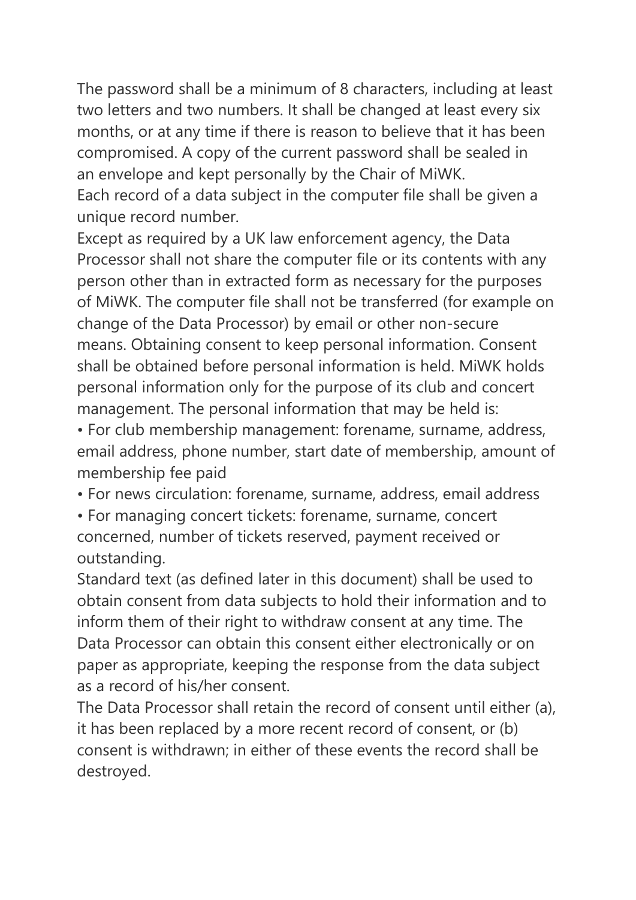The password shall be a minimum of 8 characters, including at least two letters and two numbers. It shall be changed at least every six months, or at any time if there is reason to believe that it has been compromised. A copy of the current password shall be sealed in an envelope and kept personally by the Chair of MiWK.
Each record of a data subject in the computer file shall be given a unique record number.
Except as required by a UK law enforcement agency, the Data Processor shall not share the computer file or its contents with any person other than in extracted form as necessary for the purposes of MiWK. The computer file shall not be transferred (for example on change of the Data Processor) by email or other non-secure means. Obtaining consent to keep personal information. Consent shall be obtained before personal information is held. MiWK holds personal information only for the purpose of its club and concert management. The personal information that may be held is:

- For club membership management: forename, surname, address, email address, phone number, start date of membership, amount of membership fee paid
- For news circulation: forename, surname, address, email address
- For managing concert tickets: forename, surname, concert concerned, number of tickets reserved, payment received or outstanding.

Standard text (as defined later in this document) shall be used to obtain consent from data subjects to hold their information and to inform them of their right to withdraw consent at any time. The Data Processor can obtain this consent either electronically or on paper as appropriate, keeping the response from the data subject as a record of his/her consent.
The Data Processor shall retain the record of consent until either (a), it has been replaced by a more recent record of consent, or (b) consent is withdrawn; in either of these events the record shall be destroyed.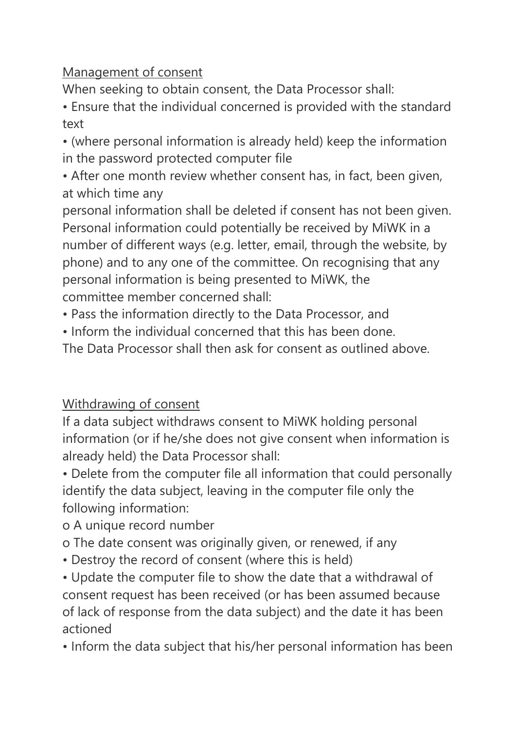<u>Management of consent</u>

When seeking to obtain consent, the Data Processor shall:

- Ensure that the individual concerned is provided with the standard text
- (where personal information is already held) keep the information in the password protected computer file
- After one month review whether consent has, in fact, been given, at which time any

personal information shall be deleted if consent has not been given.

Personal information could potentially be received by MiWK in a number of different ways (e.g. letter, email, through the website, by phone) and to any one of the committee. On recognising that any personal information is being presented to MiWK, the committee member concerned shall:

- Pass the information directly to the Data Processor, and
- Inform the individual concerned that this has been done.

The Data Processor shall then ask for consent as outlined above.

<u>Withdrawing of consent</u>

If a data subject withdraws consent to MiWK holding personal information (or if he/she does not give consent when information is already held) the Data Processor shall:

- Delete from the computer file all information that could personally identify the data subject, leaving in the computer file only the following information:
  - A unique record number
  - The date consent was originally given, or renewed, if any
- Destroy the record of consent (where this is held)
- Update the computer file to show the date that a withdrawal of consent request has been received (or has been assumed because of lack of response from the data subject) and the date it has been actioned
- Inform the data subject that his/her personal information has been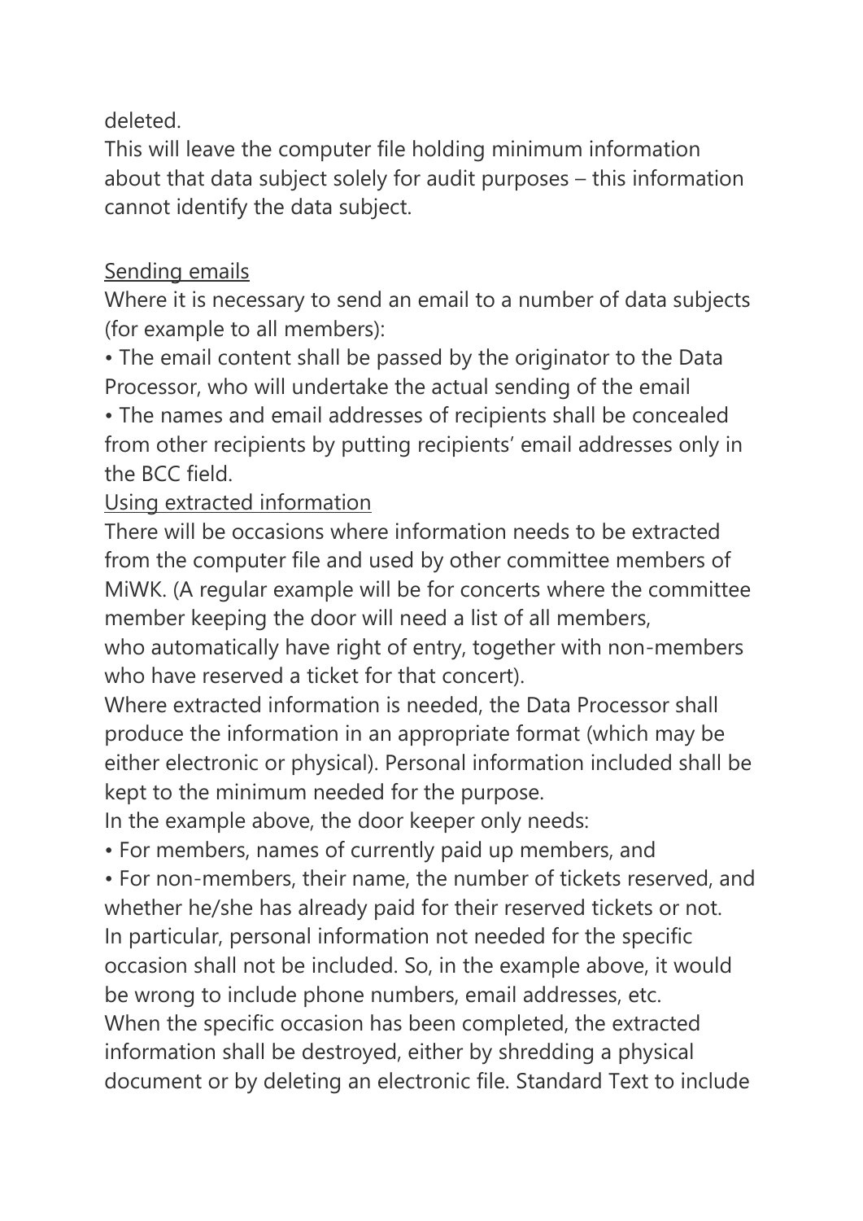deleted.
This will leave the computer file holding minimum information about that data subject solely for audit purposes – this information cannot identify the data subject.

<u>Sending emails</u>
Where it is necessary to send an email to a number of data subjects (for example to all members):

- The email content shall be passed by the originator to the Data Processor, who will undertake the actual sending of the email
- The names and email addresses of recipients shall be concealed from other recipients by putting recipients' email addresses only in the BCC field.

<u>Using extracted information</u>
There will be occasions where information needs to be extracted from the computer file and used by other committee members of MiWK. (A regular example will be for concerts where the committee member keeping the door will need a list of all members, who automatically have right of entry, together with non-members who have reserved a ticket for that concert).
Where extracted information is needed, the Data Processor shall produce the information in an appropriate format (which may be either electronic or physical). Personal information included shall be kept to the minimum needed for the purpose.
In the example above, the door keeper only needs:

- For members, names of currently paid up members, and
- For non-members, their name, the number of tickets reserved, and whether he/she has already paid for their reserved tickets or not.

In particular, personal information not needed for the specific occasion shall not be included. So, in the example above, it would be wrong to include phone numbers, email addresses, etc.
When the specific occasion has been completed, the extracted information shall be destroyed, either by shredding a physical document or by deleting an electronic file. Standard Text to include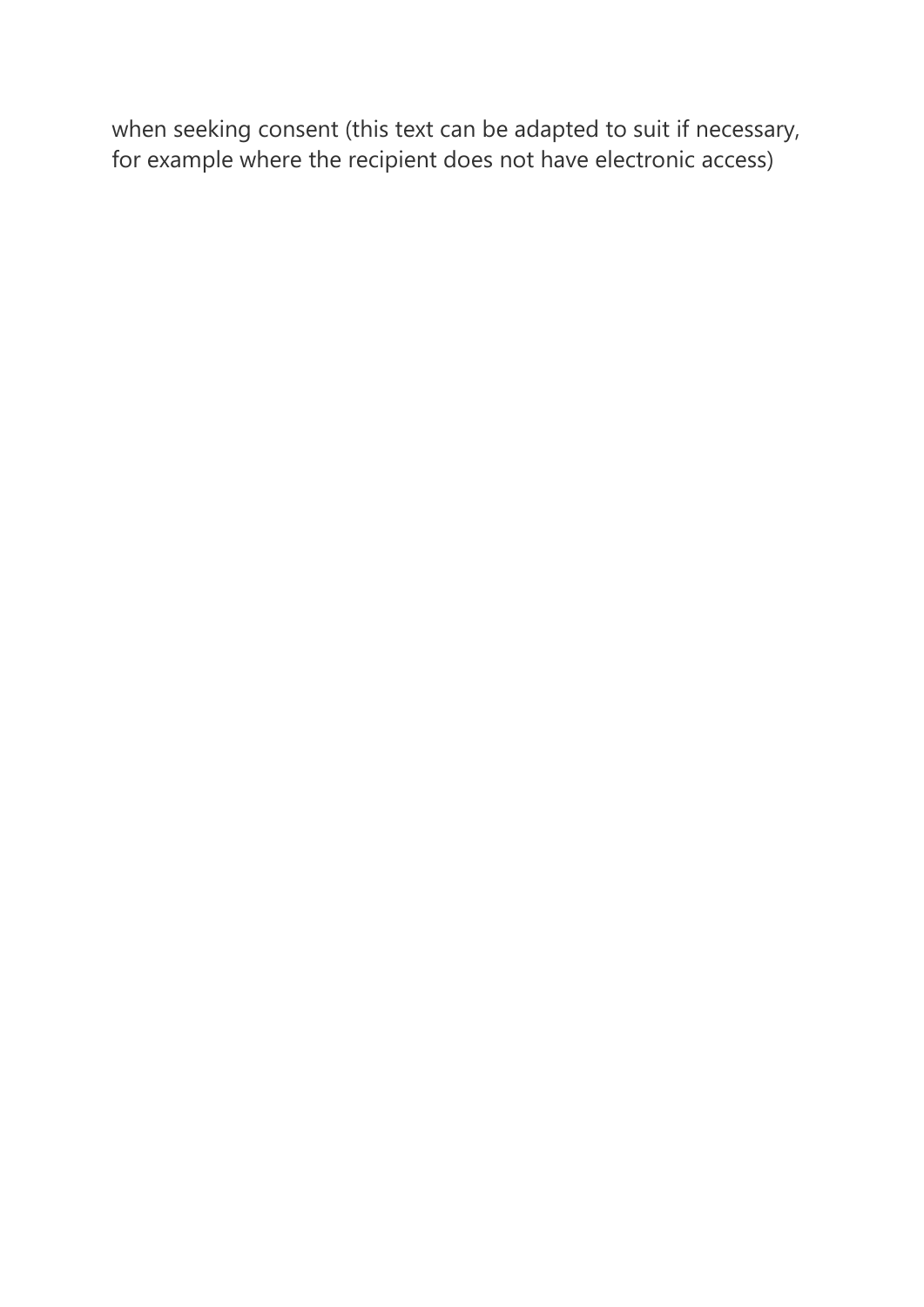when seeking consent (this text can be adapted to suit if necessary, for example where the recipient does not have electronic access)